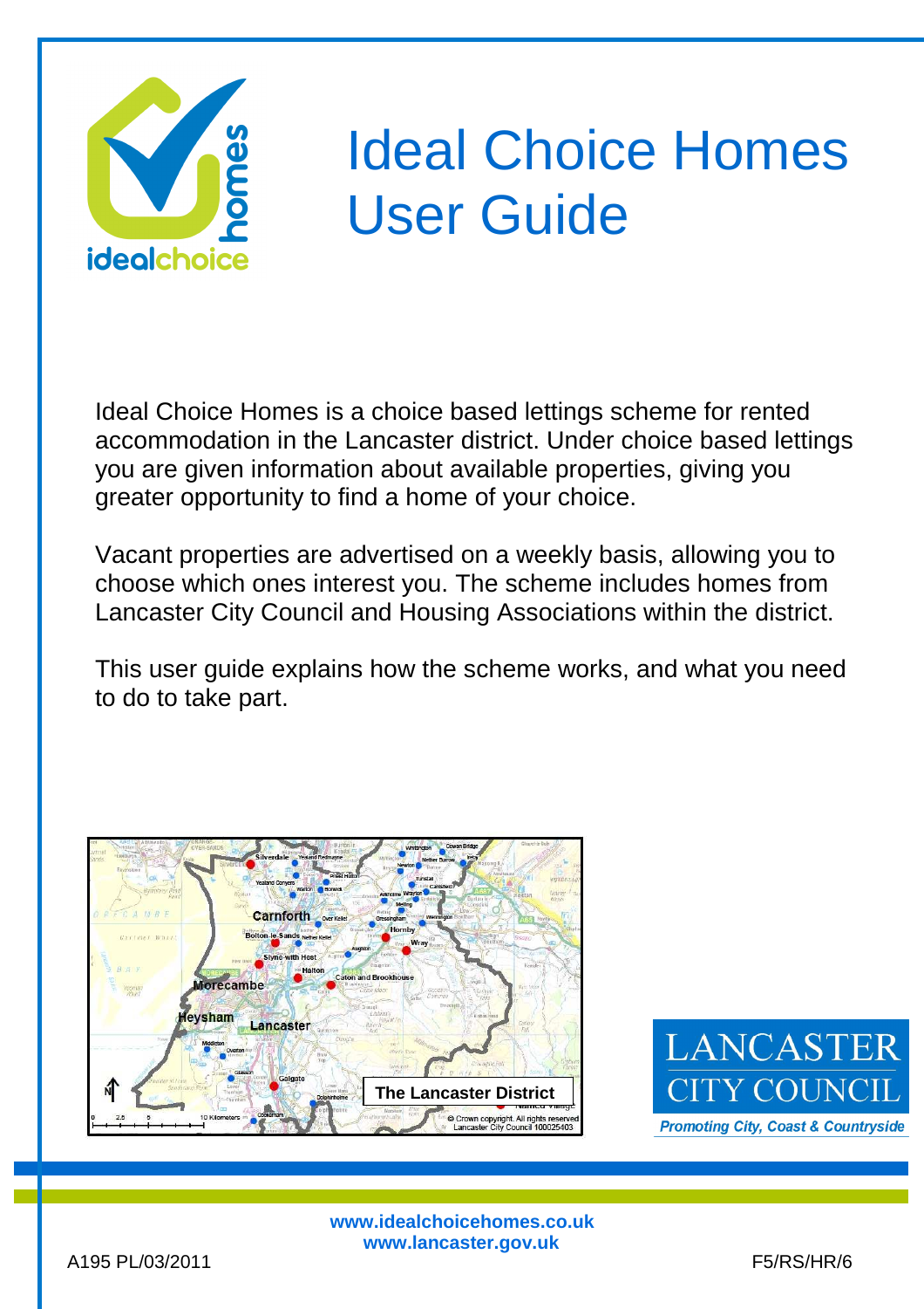# Ideal Choice Homes User Guide

Ideal Choice Homes is a choice based lettings scheme for rented accommodation in the Lancaster district. Under choice based lettings you are given information about available properties, giving you greater opportunity to find a home of your choice.

Vacant properties are advertised on a weekly basis, allowing you to choose which ones interest you. The scheme includes homes from Lancaster City Council and Housing Associations within the district.

This user guide explains how the scheme works, and what you need to do to take part.

The Lancaster District

LANCASTER CITY COUNCIL

*Promoting City, Coast & Countryside*

**www.idealchoicehomes.co.uk**
**www.lancaster.gov.uk**

A195 PL/03/2011

F5/RS/HR/6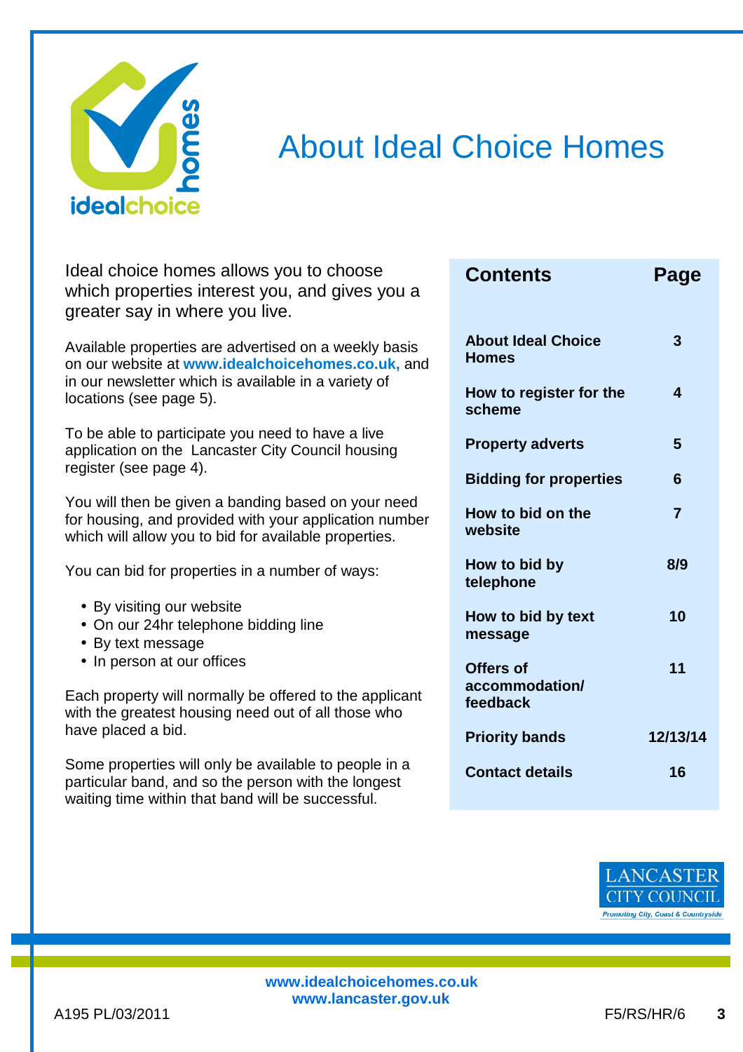# About Ideal Choice Homes

Ideal choice homes allows you to choose which properties interest you, and gives you a greater say in where you live.

Available properties are advertised on a weekly basis on our website at **www.idealchoicehomes.co.uk,** and in our newsletter which is available in a variety of locations (see page 5).

To be able to participate you need to have a live application on the Lancaster City Council housing register (see page 4).

You will then be given a banding based on your need for housing, and provided with your application number which will allow you to bid for available properties.

You can bid for properties in a number of ways:

- By visiting our website
- On our 24hr telephone bidding line
- By text message
- In person at our offices

Each property will normally be offered to the applicant with the greatest housing need out of all those who have placed a bid.

Some properties will only be available to people in a particular band, and so the person with the longest waiting time within that band will be successful.

| Contents | Page |
|---|---|
| About Ideal Choice Homes | 3 |
| How to register for the scheme | 4 |
| Property adverts | 5 |
| Bidding for properties | 6 |
| How to bid on the website | 7 |
| How to bid by telephone | 8/9 |
| How to bid by text message | 10 |
| Offers of accommodation/ feedback | 11 |
| Priority bands | 12/13/14 |
| Contact details | 16 |

www.idealchoicehomes.co.uk
www.lancaster.gov.uk

A195 PL/03/2011 F5/RS/HR/6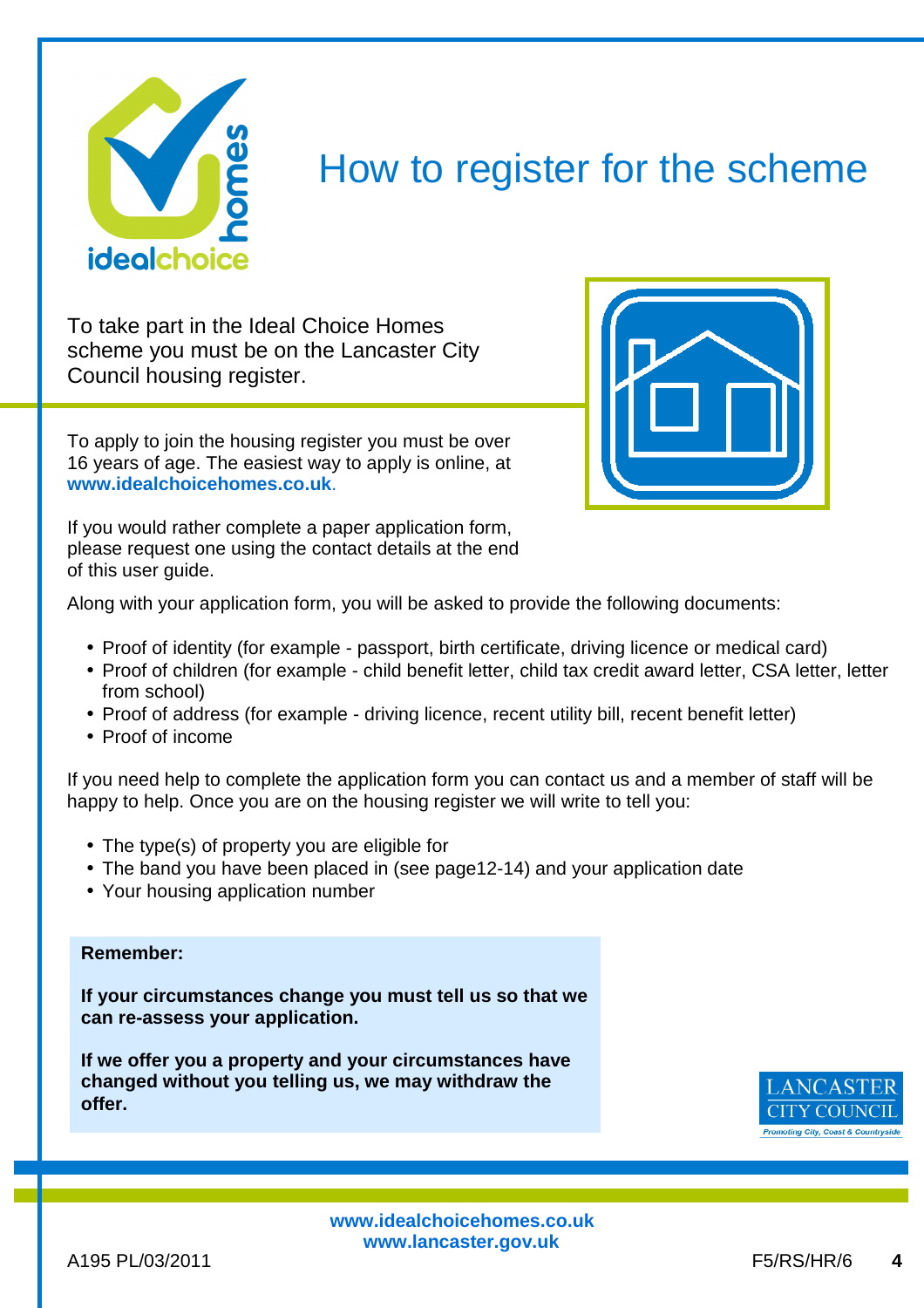# How to register for the scheme

To take part in the Ideal Choice Homes scheme you must be on the Lancaster City Council housing register.

To apply to join the housing register you must be over 16 years of age. The easiest way to apply is online, at **www.idealchoicehomes.co.uk**.

If you would rather complete a paper application form, please request one using the contact details at the end of this user guide.

Along with your application form, you will be asked to provide the following documents:

- Proof of identity (for example - passport, birth certificate, driving licence or medical card)
- Proof of children (for example - child benefit letter, child tax credit award letter, CSA letter, letter from school)
- Proof of address (for example - driving licence, recent utility bill, recent benefit letter)
- Proof of income

If you need help to complete the application form you can contact us and a member of staff will be happy to help. Once you are on the housing register we will write to tell you:

- The type(s) of property you are eligible for
- The band you have been placed in (see page12-14) and your application date
- Your housing application number

**Remember:**

**If your circumstances change you must tell us so that we can re-assess your application.**

**If we offer you a property and your circumstances have changed without you telling us, we may withdraw the offer.**

**www.idealchoicehomes.co.uk**
**www.lancaster.gov.uk**

A195 PL/03/2011 F5/RS/HR/6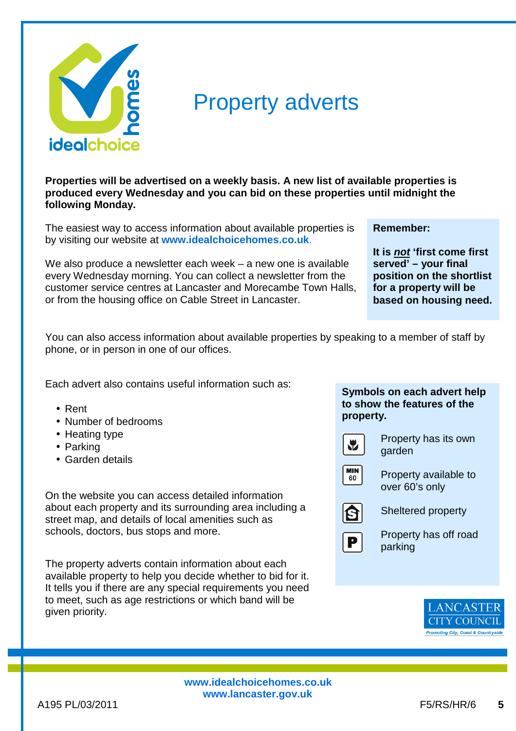# Property adverts

**Properties will be advertised on a weekly basis. A new list of available properties is produced every Wednesday and you can bid on these properties until midnight the following Monday.**

The easiest way to access information about available properties is by visiting our website at **www.idealchoicehomes.co.uk**.

We also produce a newsletter each week – a new one is available every Wednesday morning. You can collect a newsletter from the customer service centres at Lancaster and Morecambe Town Halls, or from the housing office on Cable Street in Lancaster.

**Remember:**

**It is *not* 'first come first served' – your final position on the shortlist for a property will be based on housing need.**

You can also access information about available properties by speaking to a member of staff by phone, or in person in one of our offices.

Each advert also contains useful information such as:

- Rent
- Number of bedrooms
- Heating type
- Parking
- Garden details

On the website you can access detailed information about each property and its surrounding area including a street map, and details of local amenities such as schools, doctors, bus stops and more.

The property adverts contain information about each available property to help you decide whether to bid for it. It tells you if there are any special requirements you need to meet, such as age restrictions or which band will be given priority.

**Symbols on each advert help to show the features of the property.**

- Property has its own garden
- MIN 60 – Property available to over 60's only
- S – Sheltered property
- P – Property has off road parking

www.idealchoicehomes.co.uk
www.lancaster.gov.uk

A195 PL/03/2011 F5/RS/HR/6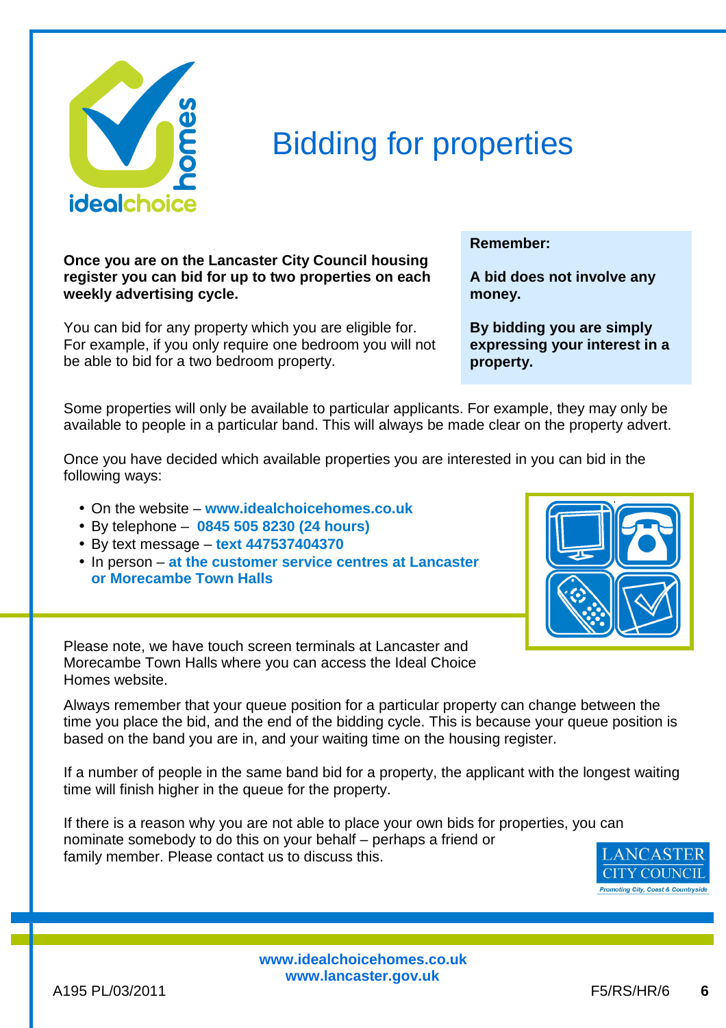# Bidding for properties

**Once you are on the Lancaster City Council housing register you can bid for up to two properties on each weekly advertising cycle.**

You can bid for any property which you are eligible for. For example, if you only require one bedroom you will not be able to bid for a two bedroom property.

**Remember:**

**A bid does not involve any money.**

**By bidding you are simply expressing your interest in a property.**

Some properties will only be available to particular applicants. For example, they may only be available to people in a particular band. This will always be made clear on the property advert.

Once you have decided which available properties you are interested in you can bid in the following ways:

- On the website – **www.idealchoicehomes.co.uk**
- By telephone – **0845 505 8230 (24 hours)**
- By text message – **text 447537404370**
- In person – **at the customer service centres at Lancaster or Morecambe Town Halls**

Please note, we have touch screen terminals at Lancaster and Morecambe Town Halls where you can access the Ideal Choice Homes website.

Always remember that your queue position for a particular property can change between the time you place the bid, and the end of the bidding cycle. This is because your queue position is based on the band you are in, and your waiting time on the housing register.

If a number of people in the same band bid for a property, the applicant with the longest waiting time will finish higher in the queue for the property.

If there is a reason why you are not able to place your own bids for properties, you can nominate somebody to do this on your behalf – perhaps a friend or family member. Please contact us to discuss this.

**www.idealchoicehomes.co.uk**
**www.lancaster.gov.uk**

A195 PL/03/2011 F5/RS/HR/6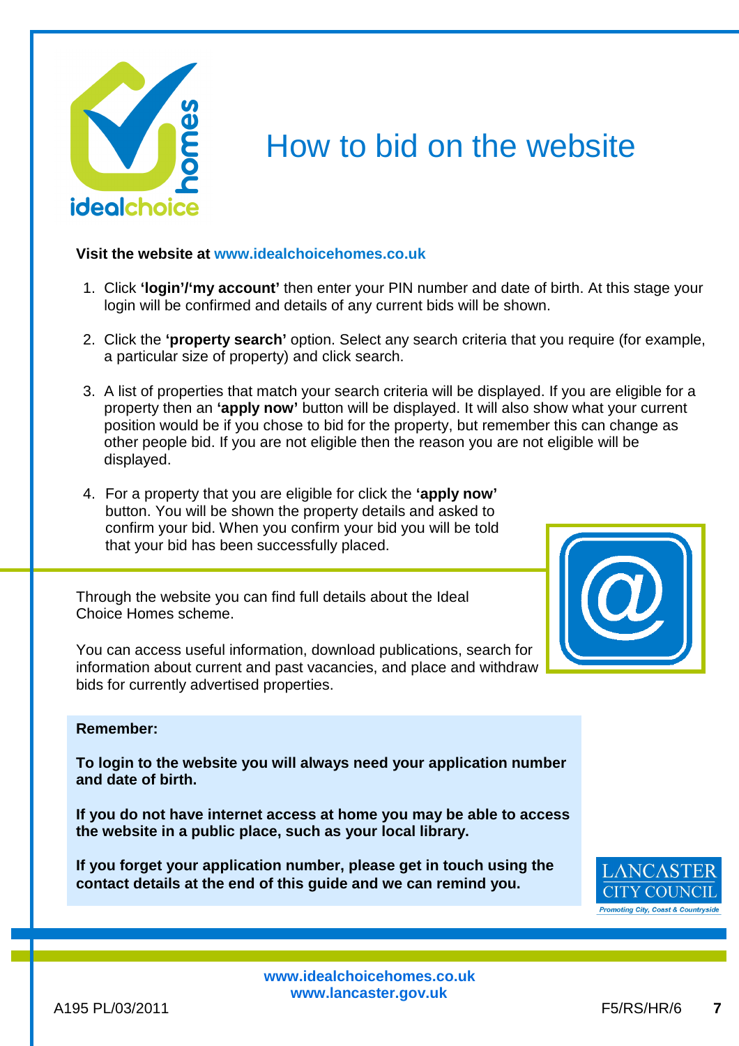# How to bid on the website

**Visit the website at www.idealchoicehomes.co.uk**

1. Click **'login'/'my account'** then enter your PIN number and date of birth. At this stage your login will be confirmed and details of any current bids will be shown.
2. Click the **'property search'** option. Select any search criteria that you require (for example, a particular size of property) and click search.
3. A list of properties that match your search criteria will be displayed. If you are eligible for a property then an **'apply now'** button will be displayed. It will also show what your current position would be if you chose to bid for the property, but remember this can change as other people bid. If you are not eligible then the reason you are not eligible will be displayed.
4. For a property that you are eligible for click the **'apply now'** button. You will be shown the property details and asked to confirm your bid. When you confirm your bid you will be told that your bid has been successfully placed.

Through the website you can find full details about the Ideal Choice Homes scheme.

You can access useful information, download publications, search for information about current and past vacancies, and place and withdraw bids for currently advertised properties.

**Remember:**

**To login to the website you will always need your application number and date of birth.**

**If you do not have internet access at home you may be able to access the website in a public place, such as your local library.**

**If you forget your application number, please get in touch using the contact details at the end of this guide and we can remind you.**

www.idealchoicehomes.co.uk
www.lancaster.gov.uk

A195 PL/03/2011 F5/RS/HR/6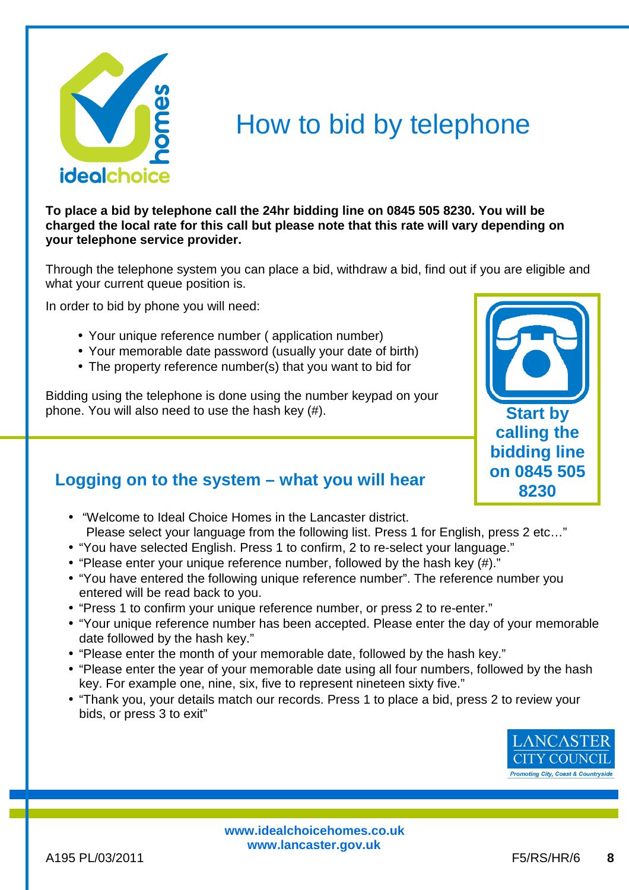# How to bid by telephone

**To place a bid by telephone call the 24hr bidding line on 0845 505 8230. You will be charged the local rate for this call but please note that this rate will vary depending on your telephone service provider.**

Through the telephone system you can place a bid, withdraw a bid, find out if you are eligible and what your current queue position is.

In order to bid by phone you will need:

- Your unique reference number ( application number)
- Your memorable date password (usually your date of birth)
- The property reference number(s) that you want to bid for

Bidding using the telephone is done using the number keypad on your phone. You will also need to use the hash key (#).

**Start by calling the bidding line on 0845 505 8230**

## Logging on to the system – what you will hear

- "Welcome to Ideal Choice Homes in the Lancaster district.
  Please select your language from the following list. Press 1 for English, press 2 etc…"
- "You have selected English. Press 1 to confirm, 2 to re-select your language."
- "Please enter your unique reference number, followed by the hash key (#)."
- "You have entered the following unique reference number". The reference number you entered will be read back to you.
- "Press 1 to confirm your unique reference number, or press 2 to re-enter."
- "Your unique reference number has been accepted. Please enter the day of your memorable date followed by the hash key."
- "Please enter the month of your memorable date, followed by the hash key."
- "Please enter the year of your memorable date using all four numbers, followed by the hash key. For example one, nine, six, five to represent nineteen sixty five."
- "Thank you, your details match our records. Press 1 to place a bid, press 2 to review your bids, or press 3 to exit"

www.idealchoicehomes.co.uk
www.lancaster.gov.uk

A195 PL/03/2011 F5/RS/HR/6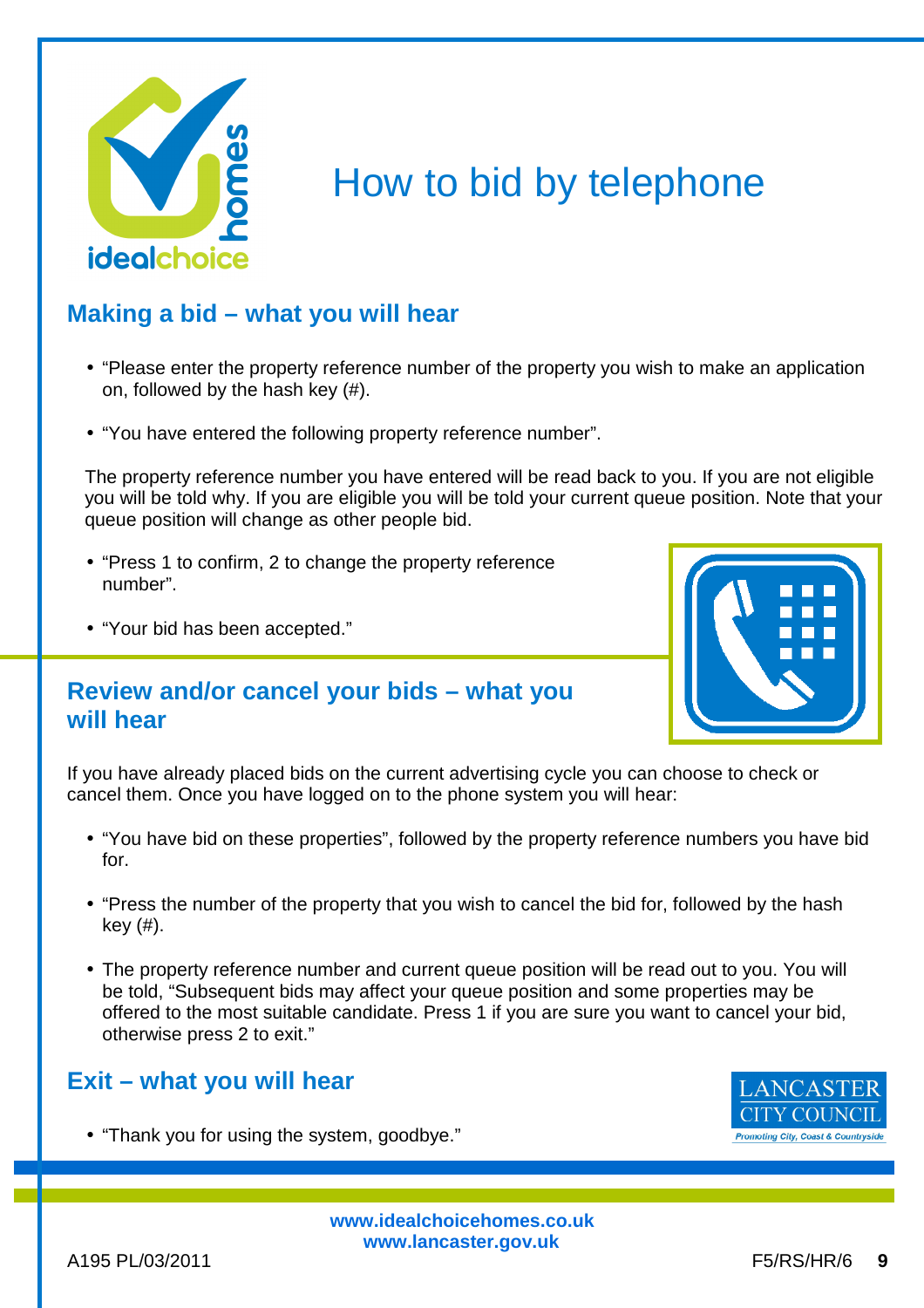# How to bid by telephone

## Making a bid – what you will hear

- "Please enter the property reference number of the property you wish to make an application on, followed by the hash key (#).
- "You have entered the following property reference number".

The property reference number you have entered will be read back to you. If you are not eligible you will be told why. If you are eligible you will be told your current queue position. Note that your queue position will change as other people bid.

- "Press 1 to confirm, 2 to change the property reference number".
- "Your bid has been accepted."

## Review and/or cancel your bids – what you will hear

If you have already placed bids on the current advertising cycle you can choose to check or cancel them. Once you have logged on to the phone system you will hear:

- "You have bid on these properties", followed by the property reference numbers you have bid for.
- "Press the number of the property that you wish to cancel the bid for, followed by the hash key (#).
- The property reference number and current queue position will be read out to you. You will be told, "Subsequent bids may affect your queue position and some properties may be offered to the most suitable candidate. Press 1 if you are sure you want to cancel your bid, otherwise press 2 to exit."

## Exit – what you will hear

- "Thank you for using the system, goodbye."

www.idealchoicehomes.co.uk
www.lancaster.gov.uk

A195 PL/03/2011 F5/RS/HR/6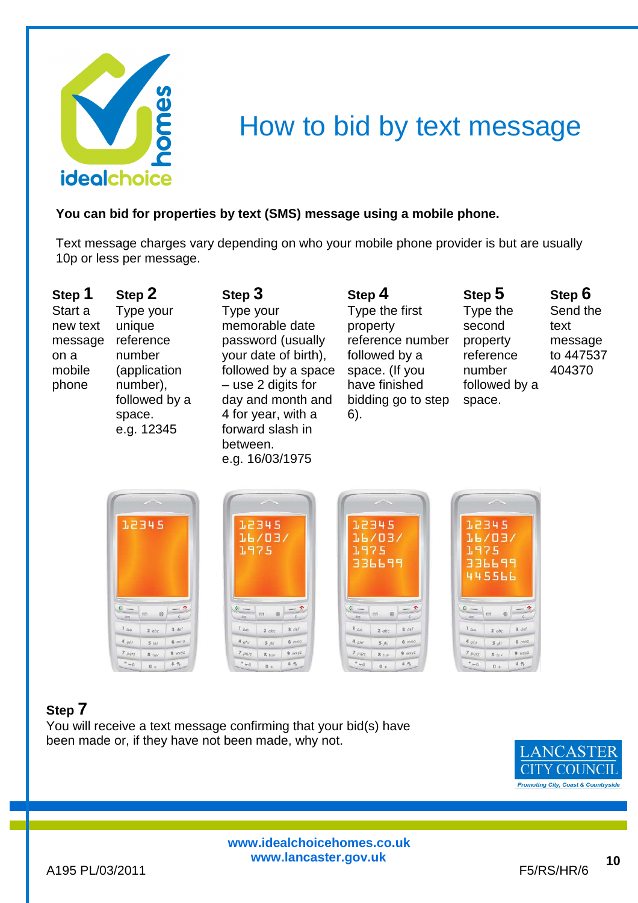# How to bid by text message

**You can bid for properties by text (SMS) message using a mobile phone.**

Text message charges vary depending on who your mobile phone provider is but are usually 10p or less per message.

**Step 1**
Start a new text message on a mobile phone

**Step 2**
Type your unique reference number (application number), followed by a space.
e.g. 12345

**Step 3**
Type your memorable date password (usually your date of birth), followed by a space – use 2 digits for day and month and 4 for year, with a forward slash in between.
e.g. 16/03/1975

**Step 4**
Type the first property reference number followed by a space. (If you have finished bidding go to step 6).

**Step 5**
Type the second property reference number followed by a space.

**Step 6**
Send the text message to 447537 404370

**Step 7**
You will receive a text message confirming that your bid(s) have been made or, if they have not been made, why not.

www.idealchoicehomes.co.uk
www.lancaster.gov.uk

A195 PL/03/2011

F5/RS/HR/6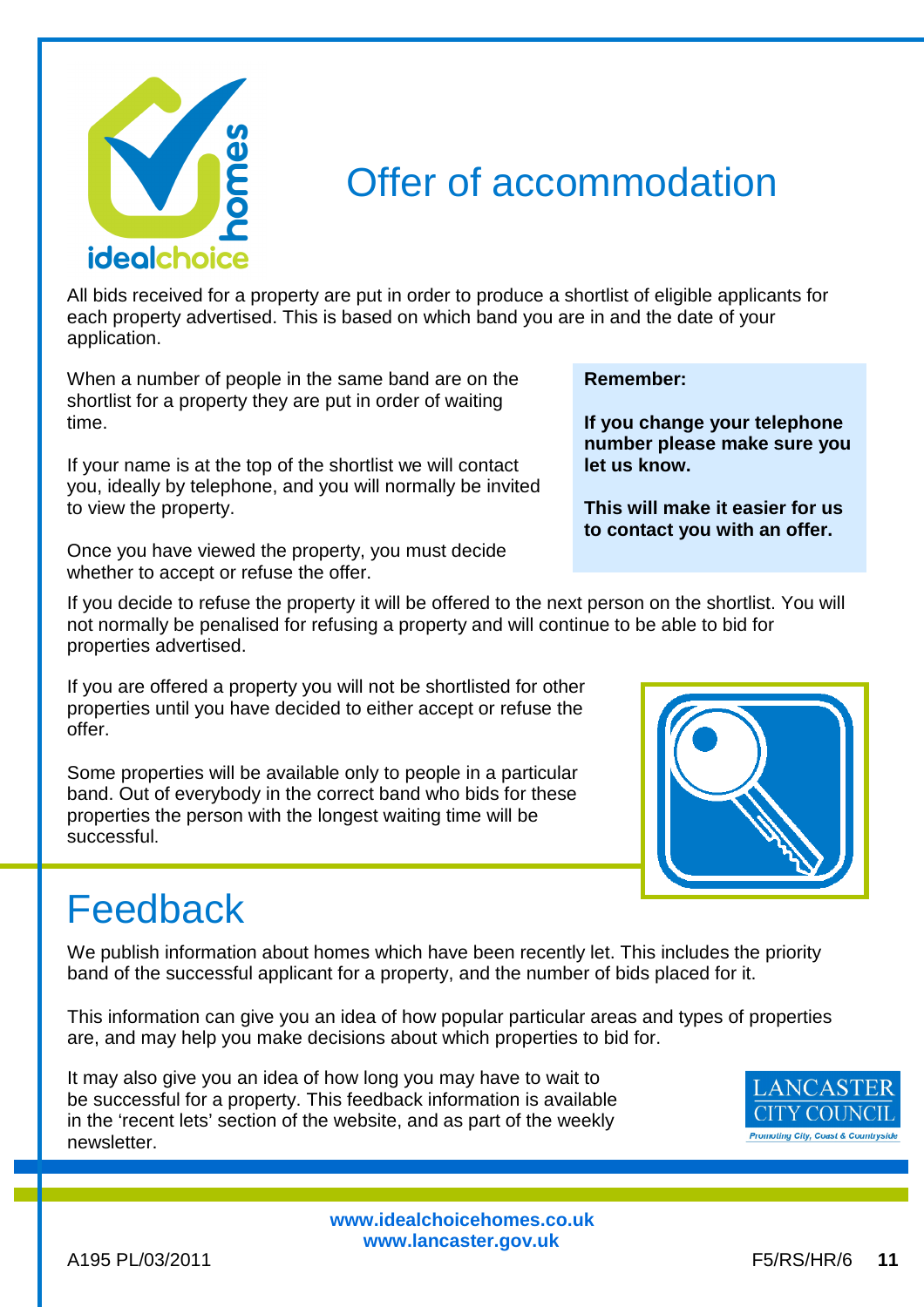# Offer of accommodation

All bids received for a property are put in order to produce a shortlist of eligible applicants for each property advertised. This is based on which band you are in and the date of your application.

When a number of people in the same band are on the shortlist for a property they are put in order of waiting time.

If your name is at the top of the shortlist we will contact you, ideally by telephone, and you will normally be invited to view the property.

Once you have viewed the property, you must decide whether to accept or refuse the offer.

**Remember:**

**If you change your telephone number please make sure you let us know.**

**This will make it easier for us to contact you with an offer.**

If you decide to refuse the property it will be offered to the next person on the shortlist. You will not normally be penalised for refusing a property and will continue to be able to bid for properties advertised.

If you are offered a property you will not be shortlisted for other properties until you have decided to either accept or refuse the offer.

Some properties will be available only to people in a particular band. Out of everybody in the correct band who bids for these properties the person with the longest waiting time will be successful.

# Feedback

We publish information about homes which have been recently let. This includes the priority band of the successful applicant for a property, and the number of bids placed for it.

This information can give you an idea of how popular particular areas and types of properties are, and may help you make decisions about which properties to bid for.

It may also give you an idea of how long you may have to wait to be successful for a property. This feedback information is available in the 'recent lets' section of the website, and as part of the weekly newsletter.

www.idealchoicehomes.co.uk
www.lancaster.gov.uk

A195 PL/03/2011 F5/RS/HR/6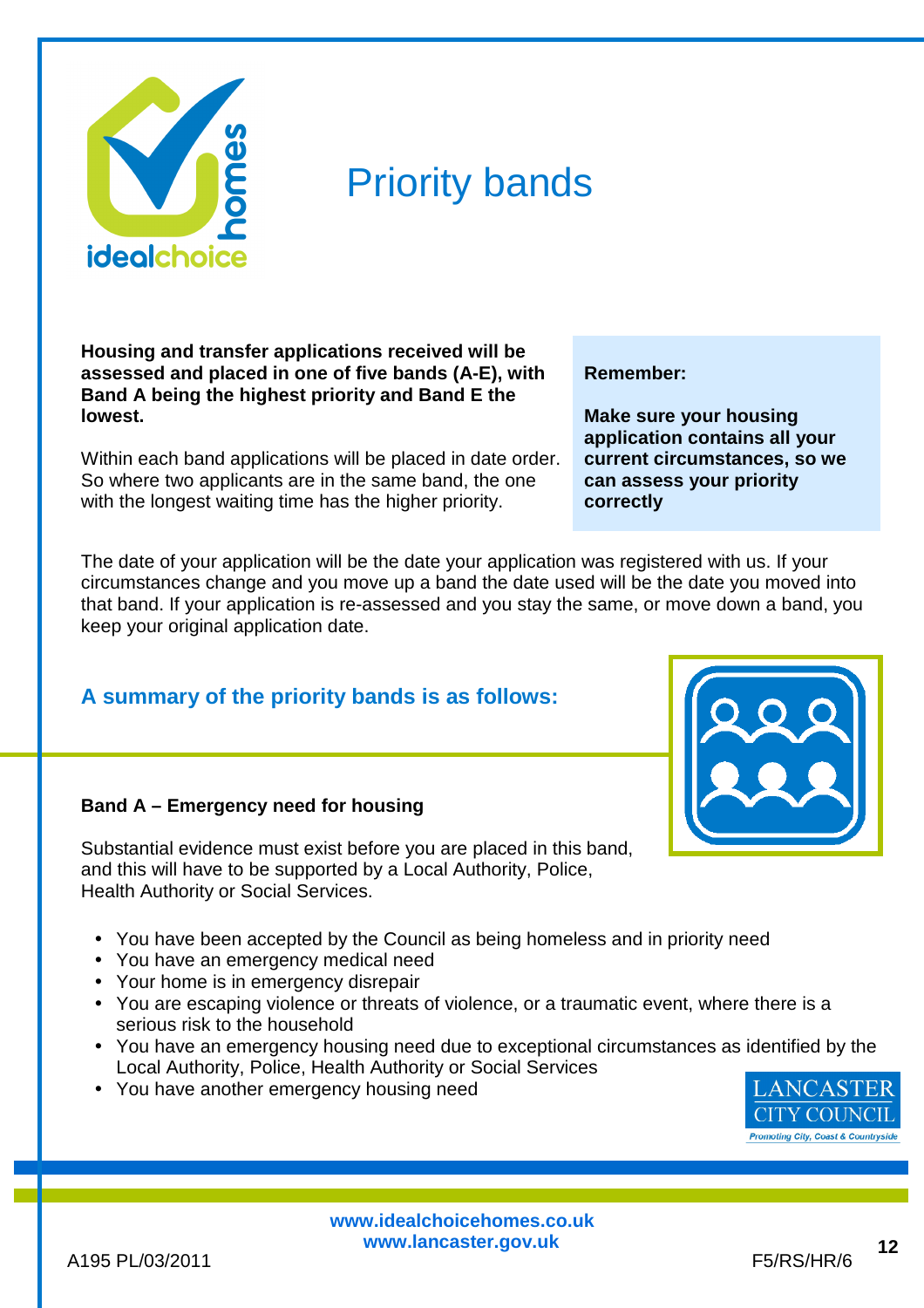# Priority bands

**Housing and transfer applications received will be assessed and placed in one of five bands (A-E), with Band A being the highest priority and Band E the lowest.**

Within each band applications will be placed in date order. So where two applicants are in the same band, the one with the longest waiting time has the higher priority.

**Remember:**

**Make sure your housing application contains all your current circumstances, so we can assess your priority correctly**

The date of your application will be the date your application was registered with us. If your circumstances change and you move up a band the date used will be the date you moved into that band. If your application is re-assessed and you stay the same, or move down a band, you keep your original application date.

## A summary of the priority bands is as follows:

### Band A – Emergency need for housing

Substantial evidence must exist before you are placed in this band, and this will have to be supported by a Local Authority, Police, Health Authority or Social Services.

- You have been accepted by the Council as being homeless and in priority need
- You have an emergency medical need
- Your home is in emergency disrepair
- You are escaping violence or threats of violence, or a traumatic event, where there is a serious risk to the household
- You have an emergency housing need due to exceptional circumstances as identified by the Local Authority, Police, Health Authority or Social Services
- You have another emergency housing need

www.idealchoicehomes.co.uk
www.lancaster.gov.uk

A195 PL/03/2011 F5/RS/HR/6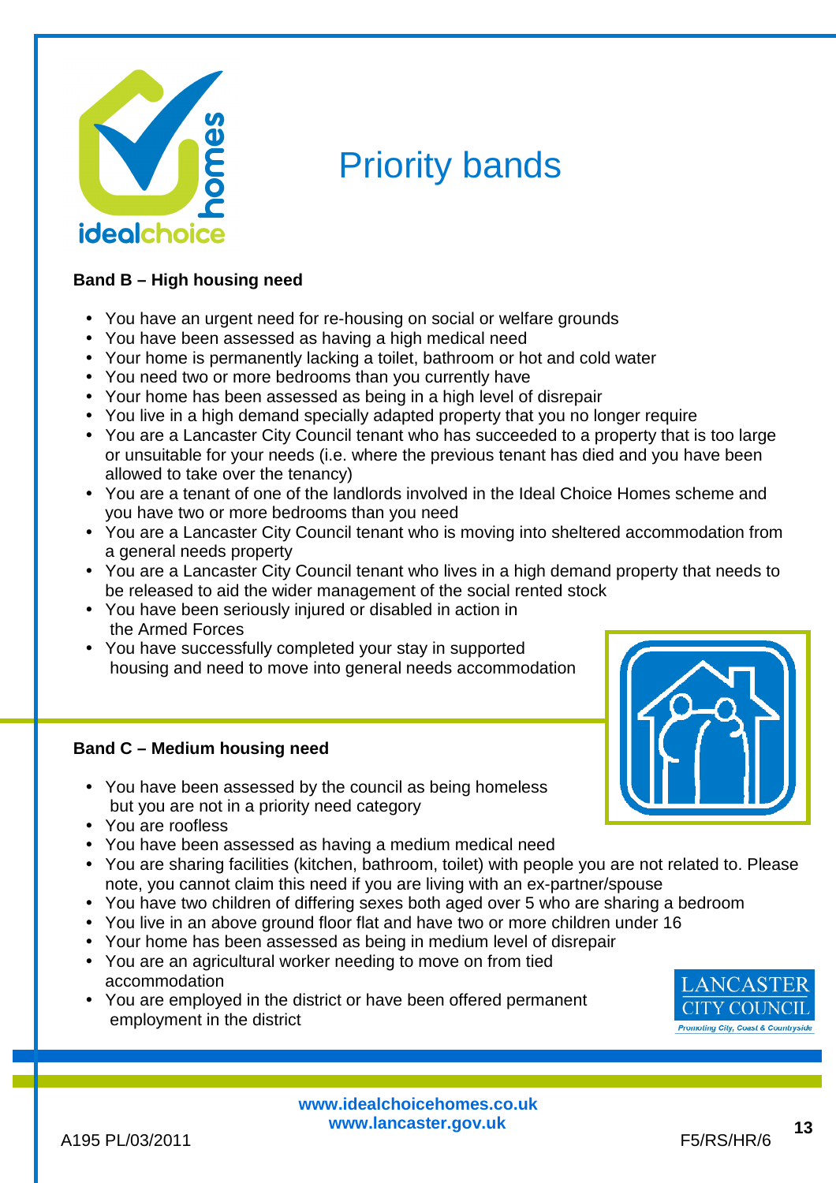# Priority bands

## Band B – High housing need

- You have an urgent need for re-housing on social or welfare grounds
- You have been assessed as having a high medical need
- Your home is permanently lacking a toilet, bathroom or hot and cold water
- You need two or more bedrooms than you currently have
- Your home has been assessed as being in a high level of disrepair
- You live in a high demand specially adapted property that you no longer require
- You are a Lancaster City Council tenant who has succeeded to a property that is too large or unsuitable for your needs (i.e. where the previous tenant has died and you have been allowed to take over the tenancy)
- You are a tenant of one of the landlords involved in the Ideal Choice Homes scheme and you have two or more bedrooms than you need
- You are a Lancaster City Council tenant who is moving into sheltered accommodation from a general needs property
- You are a Lancaster City Council tenant who lives in a high demand property that needs to be released to aid the wider management of the social rented stock
- You have been seriously injured or disabled in action in the Armed Forces
- You have successfully completed your stay in supported housing and need to move into general needs accommodation

## Band C – Medium housing need

- You have been assessed by the council as being homeless but you are not in a priority need category
- You are roofless
- You have been assessed as having a medium medical need
- You are sharing facilities (kitchen, bathroom, toilet) with people you are not related to. Please note, you cannot claim this need if you are living with an ex-partner/spouse
- You have two children of differing sexes both aged over 5 who are sharing a bedroom
- You live in an above ground floor flat and have two or more children under 16
- Your home has been assessed as being in medium level of disrepair
- You are an agricultural worker needing to move on from tied accommodation
- You are employed in the district or have been offered permanent employment in the district

**www.idealchoicehomes.co.uk**
**www.lancaster.gov.uk**

A195 PL/03/2011 F5/RS/HR/6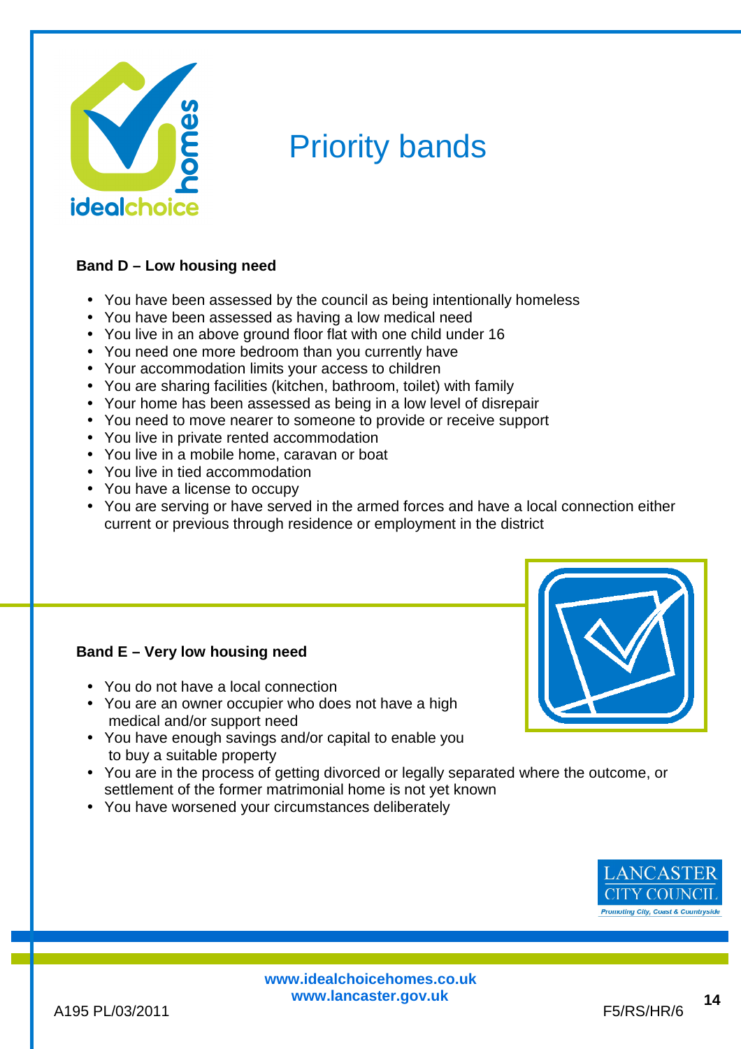# Priority bands

**Band D – Low housing need**

- You have been assessed by the council as being intentionally homeless
- You have been assessed as having a low medical need
- You live in an above ground floor flat with one child under 16
- You need one more bedroom than you currently have
- Your accommodation limits your access to children
- You are sharing facilities (kitchen, bathroom, toilet) with family
- Your home has been assessed as being in a low level of disrepair
- You need to move nearer to someone to provide or receive support
- You live in private rented accommodation
- You live in a mobile home, caravan or boat
- You live in tied accommodation
- You have a license to occupy
- You are serving or have served in the armed forces and have a local connection either current or previous through residence or employment in the district

**Band E – Very low housing need**

- You do not have a local connection
- You are an owner occupier who does not have a high medical and/or support need
- You have enough savings and/or capital to enable you to buy a suitable property
- You are in the process of getting divorced or legally separated where the outcome, or settlement of the former matrimonial home is not yet known
- You have worsened your circumstances deliberately

www.idealchoicehomes.co.uk
www.lancaster.gov.uk

A195 PL/03/2011 F5/RS/HR/6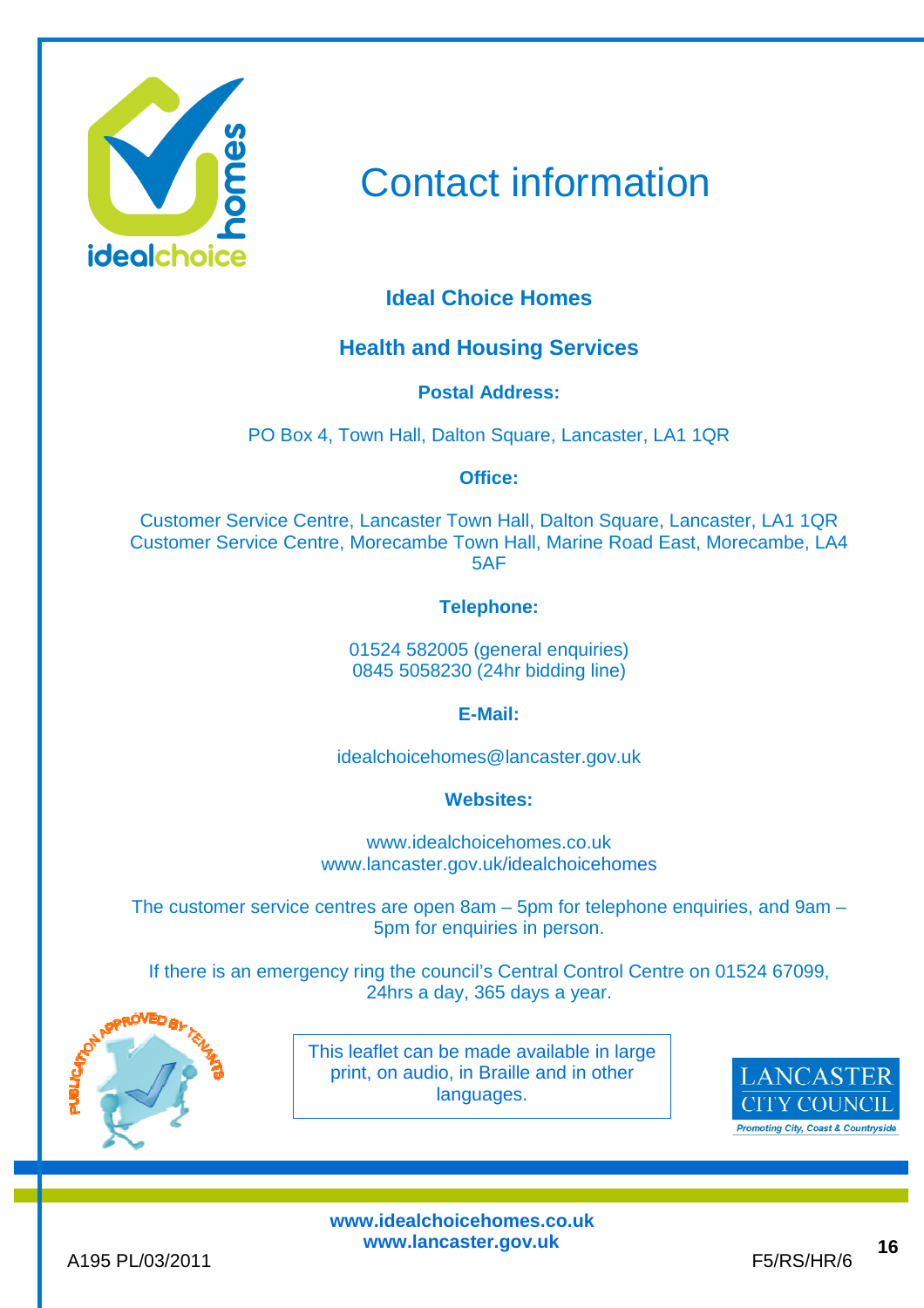# Contact information

## Ideal Choice Homes

## Health and Housing Services

**Postal Address:**

PO Box 4, Town Hall, Dalton Square, Lancaster, LA1 1QR

**Office:**

Customer Service Centre, Lancaster Town Hall, Dalton Square, Lancaster, LA1 1QR
Customer Service Centre, Morecambe Town Hall, Marine Road East, Morecambe, LA4 5AF

**Telephone:**

01524 582005 (general enquiries)
0845 5058230 (24hr bidding line)

**E-Mail:**

idealchoicehomes@lancaster.gov.uk

**Websites:**

www.idealchoicehomes.co.uk
www.lancaster.gov.uk/idealchoicehomes

The customer service centres are open 8am – 5pm for telephone enquiries, and 9am – 5pm for enquiries in person.

If there is an emergency ring the council's Central Control Centre on 01524 67099, 24hrs a day, 365 days a year.

This leaflet can be made available in large print, on audio, in Braille and in other languages.

**www.idealchoicehomes.co.uk**
**www.lancaster.gov.uk**

A195 PL/03/2011

F5/RS/HR/6